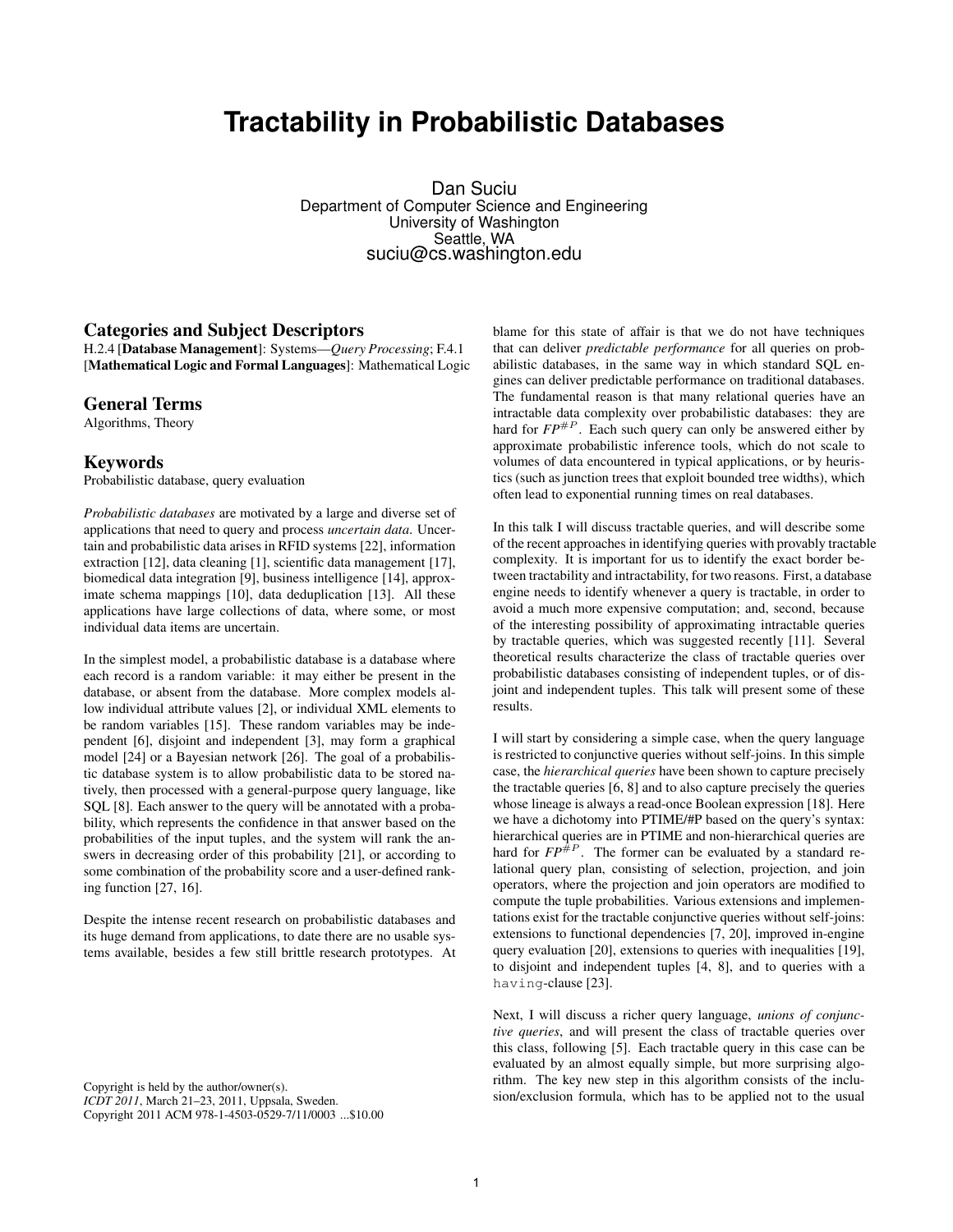# Tractability in Probabilistic Databases

Dan Suciu
Department of Computer Science and Engineering
University of Washington
Seattle, WA
suciu@cs.washington.edu

## Categories and Subject Descriptors

H.2.4 [**Database Management**]: Systems—*Query Processing*; F.4.1 [**Mathematical Logic and Formal Languages**]: Mathematical Logic

## General Terms

Algorithms, Theory

## Keywords

Probabilistic database, query evaluation

*Probabilistic databases* are motivated by a large and diverse set of applications that need to query and process *uncertain data*. Uncertain and probabilistic data arises in RFID systems [22], information extraction [12], data cleaning [1], scientific data management [17], biomedical data integration [9], business intelligence [14], approximate schema mappings [10], data deduplication [13]. All these applications have large collections of data, where some, or most individual data items are uncertain.

In the simplest model, a probabilistic database is a database where each record is a random variable: it may either be present in the database, or absent from the database. More complex models allow individual attribute values [2], or individual XML elements to be random variables [15]. These random variables may be independent [6], disjoint and independent [3], may form a graphical model [24] or a Bayesian network [26]. The goal of a probabilistic database system is to allow probabilistic data to be stored natively, then processed with a general-purpose query language, like SQL [8]. Each answer to the query will be annotated with a probability, which represents the confidence in that answer based on the probabilities of the input tuples, and the system will rank the answers in decreasing order of this probability [21], or according to some combination of the probability score and a user-defined ranking function [27, 16].

Despite the intense recent research on probabilistic databases and its huge demand from applications, to date there are no usable systems available, besides a few still brittle research prototypes. At blame for this state of affair is that we do not have techniques that can deliver *predictable performance* for all queries on probabilistic databases, in the same way in which standard SQL engines can deliver predictable performance on traditional databases. The fundamental reason is that many relational queries have an intractable data complexity over probabilistic databases: they are hard for $FP^{\#P}$. Each such query can only be answered either by approximate probabilistic inference tools, which do not scale to volumes of data encountered in typical applications, or by heuristics (such as junction trees that exploit bounded tree widths), which often lead to exponential running times on real databases.

In this talk I will discuss tractable queries, and will describe some of the recent approaches in identifying queries with provably tractable complexity. It is important for us to identify the exact border between tractability and intractability, for two reasons. First, a database engine needs to identify whenever a query is tractable, in order to avoid a much more expensive computation; and, second, because of the interesting possibility of approximating intractable queries by tractable queries, which was suggested recently [11]. Several theoretical results characterize the class of tractable queries over probabilistic databases consisting of independent tuples, or of disjoint and independent tuples. This talk will present some of these results.

I will start by considering a simple case, when the query language is restricted to conjunctive queries without self-joins. In this simple case, the *hierarchical queries* have been shown to capture precisely the tractable queries [6, 8] and to also capture precisely the queries whose lineage is always a read-once Boolean expression [18]. Here we have a dichotomy into PTIME/#P based on the query's syntax: hierarchical queries are in PTIME and non-hierarchical queries are hard for $FP^{\#P}$. The former can be evaluated by a standard relational query plan, consisting of selection, projection, and join operators, where the projection and join operators are modified to compute the tuple probabilities. Various extensions and implementations exist for the tractable conjunctive queries without self-joins: extensions to functional dependencies [7, 20], improved in-engine query evaluation [20], extensions to queries with inequalities [19], to disjoint and independent tuples [4, 8], and to queries with a `having`-clause [23].

Next, I will discuss a richer query language, *unions of conjunctive queries*, and will present the class of tractable queries over this class, following [5]. Each tractable query in this case can be evaluated by an almost equally simple, but more surprising algorithm. The key new step in this algorithm consists of the inclusion/exclusion formula, which has to be applied not to the usual

Copyright is held by the author/owner(s).
*ICDT 2011*, March 21–23, 2011, Uppsala, Sweden.
Copyright 2011 ACM 978-1-4503-0529-7/11/0003 ...$10.00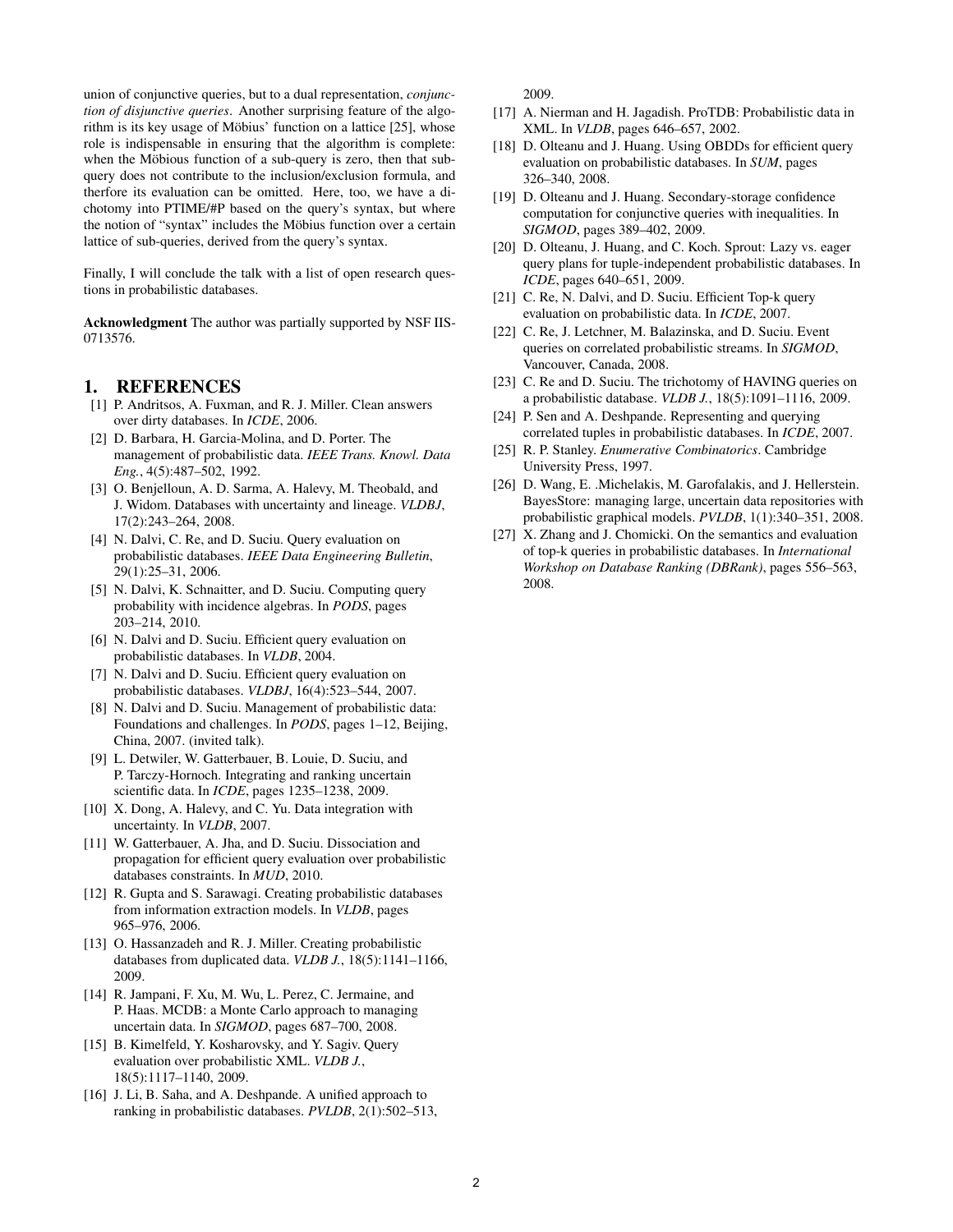union of conjunctive queries, but to a dual representation, *conjunction of disjunctive queries*. Another surprising feature of the algorithm is its key usage of Möbius' function on a lattice [25], whose role is indispensable in ensuring that the algorithm is complete: when the Möbious function of a sub-query is zero, then that subquery does not contribute to the inclusion/exclusion formula, and therfore its evaluation can be omitted. Here, too, we have a dichotomy into PTIME/#P based on the query's syntax, but where the notion of "syntax" includes the Möbius function over a certain lattice of sub-queries, derived from the query's syntax.

Finally, I will conclude the talk with a list of open research questions in probabilistic databases.

**Acknowledgment** The author was partially supported by NSF IIS-0713576.

# 1. REFERENCES

[1] P. Andritsos, A. Fuxman, and R. J. Miller. Clean answers over dirty databases. In *ICDE*, 2006.

[2] D. Barbara, H. Garcia-Molina, and D. Porter. The management of probabilistic data. *IEEE Trans. Knowl. Data Eng.*, 4(5):487–502, 1992.

[3] O. Benjelloun, A. D. Sarma, A. Halevy, M. Theobald, and J. Widom. Databases with uncertainty and lineage. *VLDBJ*, 17(2):243–264, 2008.

[4] N. Dalvi, C. Re, and D. Suciu. Query evaluation on probabilistic databases. *IEEE Data Engineering Bulletin*, 29(1):25–31, 2006.

[5] N. Dalvi, K. Schnaitter, and D. Suciu. Computing query probability with incidence algebras. In *PODS*, pages 203–214, 2010.

[6] N. Dalvi and D. Suciu. Efficient query evaluation on probabilistic databases. In *VLDB*, 2004.

[7] N. Dalvi and D. Suciu. Efficient query evaluation on probabilistic databases. *VLDBJ*, 16(4):523–544, 2007.

[8] N. Dalvi and D. Suciu. Management of probabilistic data: Foundations and challenges. In *PODS*, pages 1–12, Beijing, China, 2007. (invited talk).

[9] L. Detwiler, W. Gatterbauer, B. Louie, D. Suciu, and P. Tarczy-Hornoch. Integrating and ranking uncertain scientific data. In *ICDE*, pages 1235–1238, 2009.

[10] X. Dong, A. Halevy, and C. Yu. Data integration with uncertainty. In *VLDB*, 2007.

[11] W. Gatterbauer, A. Jha, and D. Suciu. Dissociation and propagation for efficient query evaluation over probabilistic databases constraints. In *MUD*, 2010.

[12] R. Gupta and S. Sarawagi. Creating probabilistic databases from information extraction models. In *VLDB*, pages 965–976, 2006.

[13] O. Hassanzadeh and R. J. Miller. Creating probabilistic databases from duplicated data. *VLDB J.*, 18(5):1141–1166, 2009.

[14] R. Jampani, F. Xu, M. Wu, L. Perez, C. Jermaine, and P. Haas. MCDB: a Monte Carlo approach to managing uncertain data. In *SIGMOD*, pages 687–700, 2008.

[15] B. Kimelfeld, Y. Kosharovsky, and Y. Sagiv. Query evaluation over probabilistic XML. *VLDB J.*, 18(5):1117–1140, 2009.

[16] J. Li, B. Saha, and A. Deshpande. A unified approach to ranking in probabilistic databases. *PVLDB*, 2(1):502–513, 2009.

[17] A. Nierman and H. Jagadish. ProTDB: Probabilistic data in XML. In *VLDB*, pages 646–657, 2002.

[18] D. Olteanu and J. Huang. Using OBDDs for efficient query evaluation on probabilistic databases. In *SUM*, pages 326–340, 2008.

[19] D. Olteanu and J. Huang. Secondary-storage confidence computation for conjunctive queries with inequalities. In *SIGMOD*, pages 389–402, 2009.

[20] D. Olteanu, J. Huang, and C. Koch. Sprout: Lazy vs. eager query plans for tuple-independent probabilistic databases. In *ICDE*, pages 640–651, 2009.

[21] C. Re, N. Dalvi, and D. Suciu. Efficient Top-k query evaluation on probabilistic data. In *ICDE*, 2007.

[22] C. Re, J. Letchner, M. Balazinska, and D. Suciu. Event queries on correlated probabilistic streams. In *SIGMOD*, Vancouver, Canada, 2008.

[23] C. Re and D. Suciu. The trichotomy of HAVING queries on a probabilistic database. *VLDB J.*, 18(5):1091–1116, 2009.

[24] P. Sen and A. Deshpande. Representing and querying correlated tuples in probabilistic databases. In *ICDE*, 2007.

[25] R. P. Stanley. *Enumerative Combinatorics*. Cambridge University Press, 1997.

[26] D. Wang, E. .Michelakis, M. Garofalakis, and J. Hellerstein. BayesStore: managing large, uncertain data repositories with probabilistic graphical models. *PVLDB*, 1(1):340–351, 2008.

[27] X. Zhang and J. Chomicki. On the semantics and evaluation of top-k queries in probabilistic databases. In *International Workshop on Database Ranking (DBRank)*, pages 556–563, 2008.